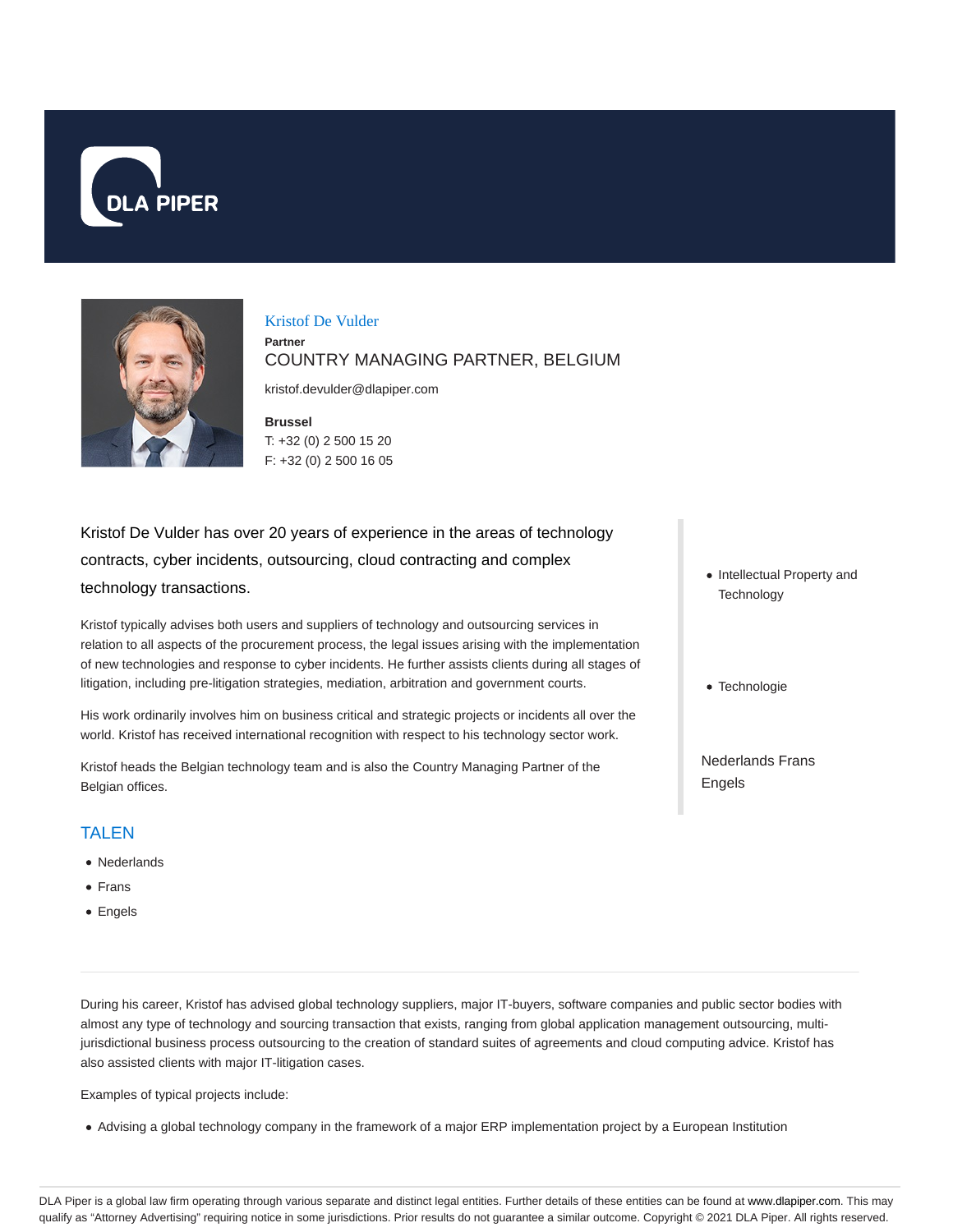DLA PIPER

# Kristof De Vulder

**Partner**

COUNTRY MANAGING PARTNER, BELGIUM

kristof.devulder@dlapiper.com

**Brussel**

T: +32 (0) 2 500 15 20

F: +32 (0) 2 500 16 05

Kristof De Vulder has over 20 years of experience in the areas of technology contracts, cyber incidents, outsourcing, cloud contracting and complex technology transactions.

Kristof typically advises both users and suppliers of technology and outsourcing services in relation to all aspects of the procurement process, the legal issues arising with the implementation of new technologies and response to cyber incidents. He further assists clients during all stages of litigation, including pre-litigation strategies, mediation, arbitration and government courts.

His work ordinarily involves him on business critical and strategic projects or incidents all over the world. Kristof has received international recognition with respect to his technology sector work.

Kristof heads the Belgian technology team and is also the Country Managing Partner of the Belgian offices.

- Intellectual Property and Technology

- Technologie

Nederlands Frans Engels

## TALEN

- Nederlands
- Frans
- Engels

During his career, Kristof has advised global technology suppliers, major IT-buyers, software companies and public sector bodies with almost any type of technology and sourcing transaction that exists, ranging from global application management outsourcing, multi-jurisdictional business process outsourcing to the creation of standard suites of agreements and cloud computing advice. Kristof has also assisted clients with major IT-litigation cases.

Examples of typical projects include:

- Advising a global technology company in the framework of a major ERP implementation project by a European Institution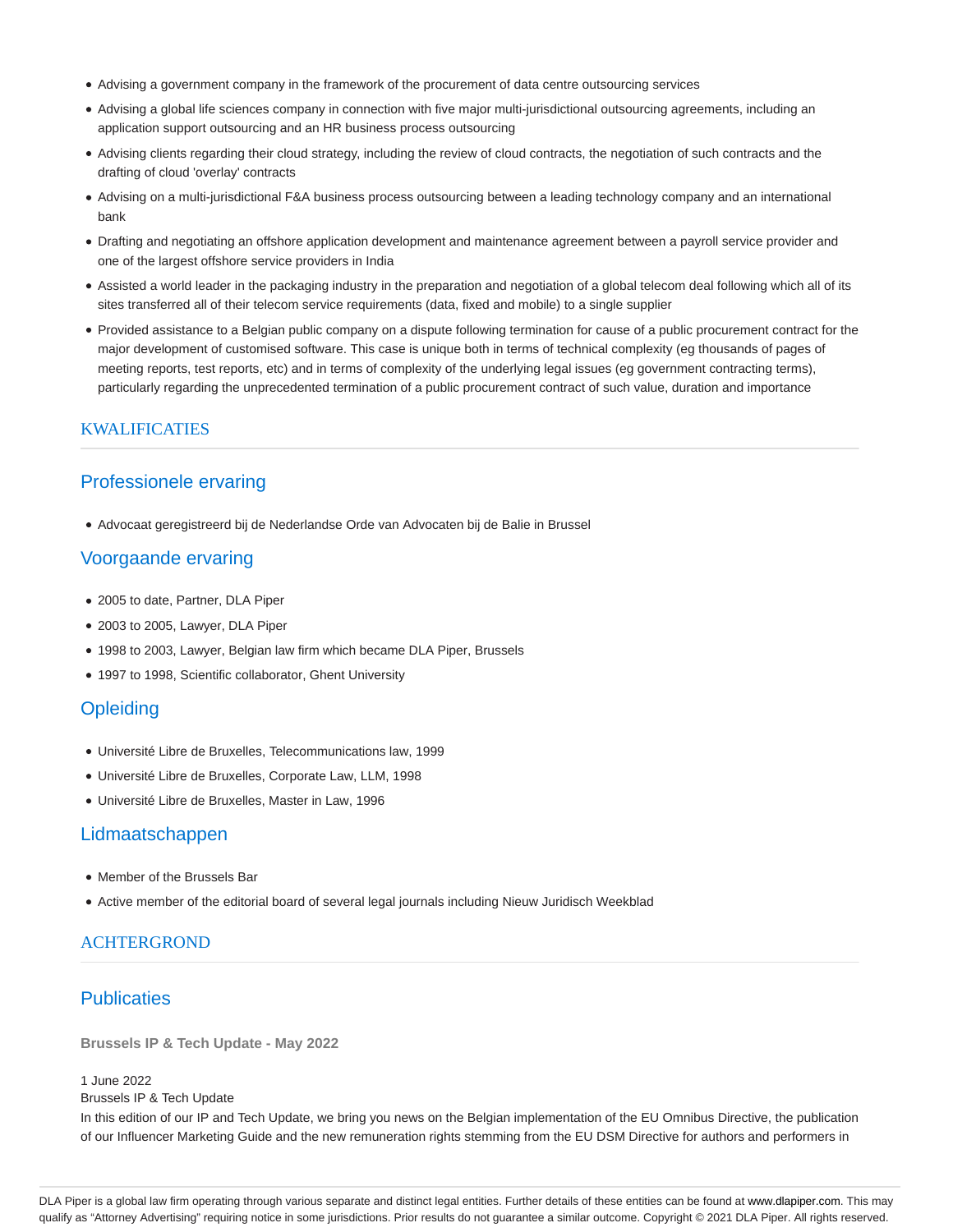- Advising a government company in the framework of the procurement of data centre outsourcing services
- Advising a global life sciences company in connection with five major multi-jurisdictional outsourcing agreements, including an application support outsourcing and an HR business process outsourcing
- Advising clients regarding their cloud strategy, including the review of cloud contracts, the negotiation of such contracts and the drafting of cloud 'overlay' contracts
- Advising on a multi-jurisdictional F&A business process outsourcing between a leading technology company and an international bank
- Drafting and negotiating an offshore application development and maintenance agreement between a payroll service provider and one of the largest offshore service providers in India
- Assisted a world leader in the packaging industry in the preparation and negotiation of a global telecom deal following which all of its sites transferred all of their telecom service requirements (data, fixed and mobile) to a single supplier
- Provided assistance to a Belgian public company on a dispute following termination for cause of a public procurement contract for the major development of customised software. This case is unique both in terms of technical complexity (eg thousands of pages of meeting reports, test reports, etc) and in terms of complexity of the underlying legal issues (eg government contracting terms), particularly regarding the unprecedented termination of a public procurement contract of such value, duration and importance

## KWALIFICATIES

### Professionele ervaring

- Advocaat geregistreerd bij de Nederlandse Orde van Advocaten bij de Balie in Brussel

### Voorgaande ervaring

- 2005 to date, Partner, DLA Piper
- 2003 to 2005, Lawyer, DLA Piper
- 1998 to 2003, Lawyer, Belgian law firm which became DLA Piper, Brussels
- 1997 to 1998, Scientific collaborator, Ghent University

### Opleiding

- Université Libre de Bruxelles, Telecommunications law, 1999
- Université Libre de Bruxelles, Corporate Law, LLM, 1998
- Université Libre de Bruxelles, Master in Law, 1996

### Lidmaatschappen

- Member of the Brussels Bar
- Active member of the editorial board of several legal journals including Nieuw Juridisch Weekblad

## ACHTERGROND

### Publicaties

**Brussels IP & Tech Update - May 2022**

1 June 2022
Brussels IP & Tech Update
In this edition of our IP and Tech Update, we bring you news on the Belgian implementation of the EU Omnibus Directive, the publication of our Influencer Marketing Guide and the new remuneration rights stemming from the EU DSM Directive for authors and performers in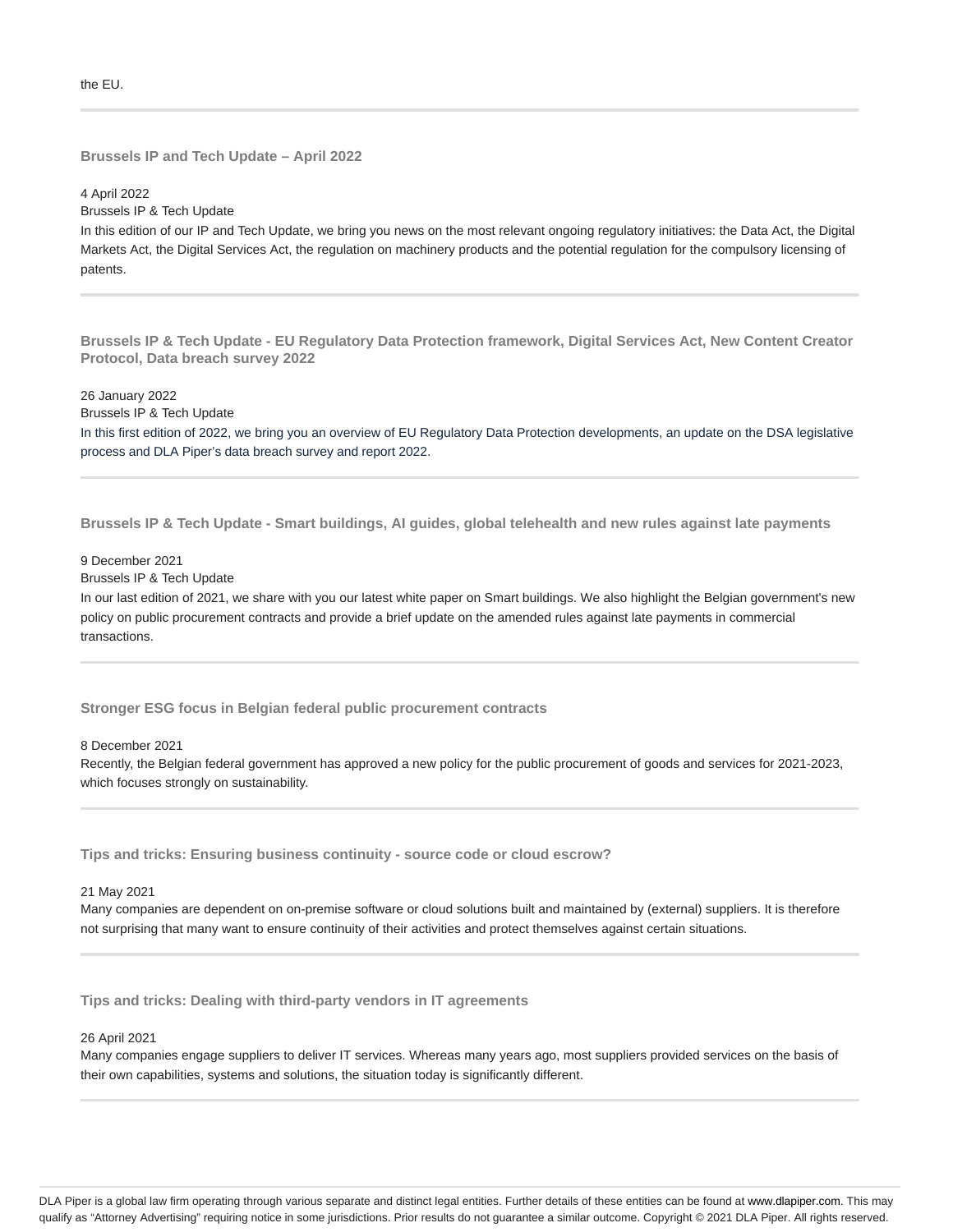the EU.

---

### Brussels IP and Tech Update – April 2022

4 April 2022
Brussels IP & Tech Update
In this edition of our IP and Tech Update, we bring you news on the most relevant ongoing regulatory initiatives: the Data Act, the Digital Markets Act, the Digital Services Act, the regulation on machinery products and the potential regulation for the compulsory licensing of patents.

---

### Brussels IP & Tech Update - EU Regulatory Data Protection framework, Digital Services Act, New Content Creator Protocol, Data breach survey 2022

26 January 2022
Brussels IP & Tech Update
In this first edition of 2022, we bring you an overview of EU Regulatory Data Protection developments, an update on the DSA legislative process and DLA Piper's data breach survey and report 2022.

---

### Brussels IP & Tech Update - Smart buildings, AI guides, global telehealth and new rules against late payments

9 December 2021
Brussels IP & Tech Update
In our last edition of 2021, we share with you our latest white paper on Smart buildings. We also highlight the Belgian government's new policy on public procurement contracts and provide a brief update on the amended rules against late payments in commercial transactions.

---

### Stronger ESG focus in Belgian federal public procurement contracts

8 December 2021
Recently, the Belgian federal government has approved a new policy for the public procurement of goods and services for 2021-2023, which focuses strongly on sustainability.

---

### Tips and tricks: Ensuring business continuity - source code or cloud escrow?

21 May 2021
Many companies are dependent on on-premise software or cloud solutions built and maintained by (external) suppliers. It is therefore not surprising that many want to ensure continuity of their activities and protect themselves against certain situations.

---

### Tips and tricks: Dealing with third-party vendors in IT agreements

26 April 2021
Many companies engage suppliers to deliver IT services. Whereas many years ago, most suppliers provided services on the basis of their own capabilities, systems and solutions, the situation today is significantly different.

---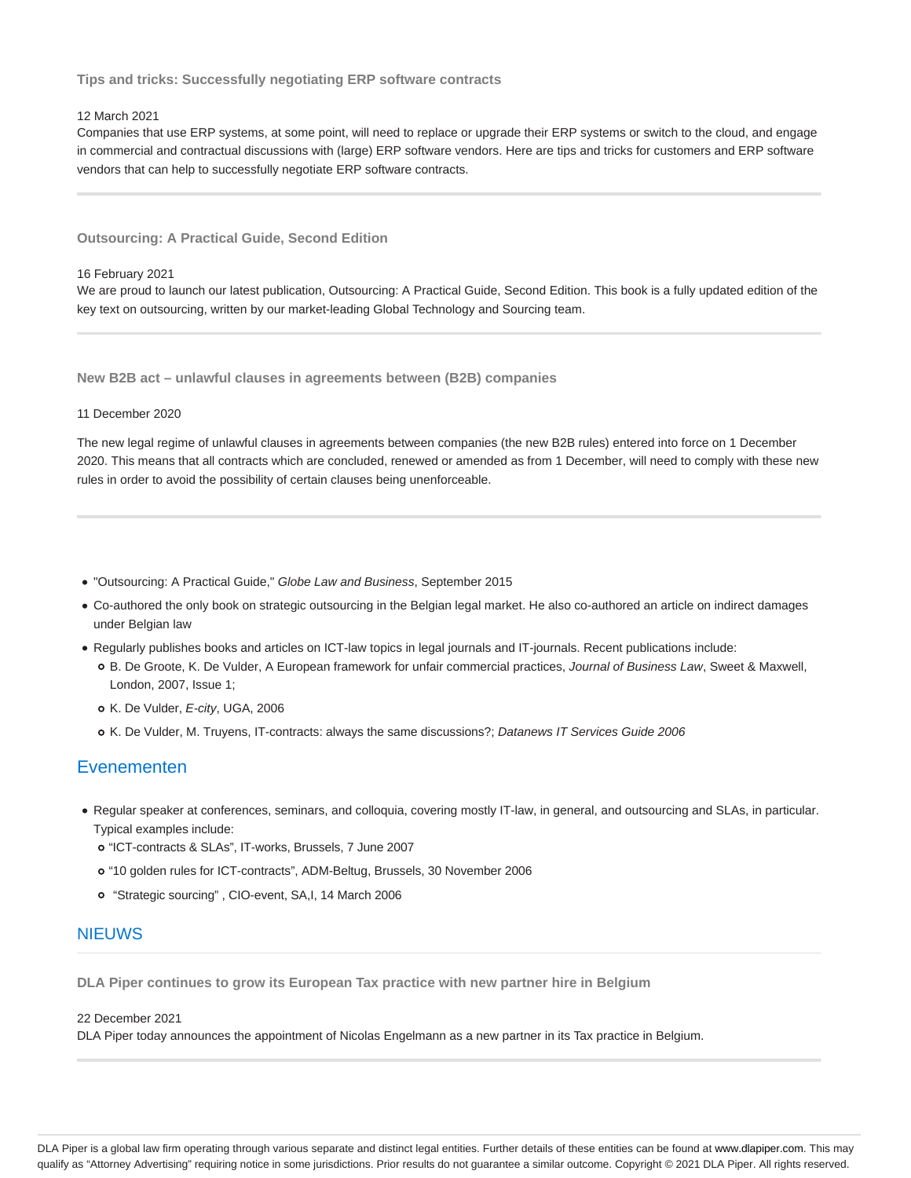**Tips and tricks: Successfully negotiating ERP software contracts**

12 March 2021

Companies that use ERP systems, at some point, will need to replace or upgrade their ERP systems or switch to the cloud, and engage in commercial and contractual discussions with (large) ERP software vendors. Here are tips and tricks for customers and ERP software vendors that can help to successfully negotiate ERP software contracts.

---

**Outsourcing: A Practical Guide, Second Edition**

16 February 2021

We are proud to launch our latest publication, Outsourcing: A Practical Guide, Second Edition. This book is a fully updated edition of the key text on outsourcing, written by our market-leading Global Technology and Sourcing team.

---

**New B2B act – unlawful clauses in agreements between (B2B) companies**

11 December 2020

The new legal regime of unlawful clauses in agreements between companies (the new B2B rules) entered into force on 1 December 2020. This means that all contracts which are concluded, renewed or amended as from 1 December, will need to comply with these new rules in order to avoid the possibility of certain clauses being unenforceable.

---

- "Outsourcing: A Practical Guide," *Globe Law and Business*, September 2015
- Co-authored the only book on strategic outsourcing in the Belgian legal market. He also co-authored an article on indirect damages under Belgian law
- Regularly publishes books and articles on ICT-law topics in legal journals and IT-journals. Recent publications include:
  - B. De Groote, K. De Vulder, A European framework for unfair commercial practices, *Journal of Business Law*, Sweet & Maxwell, London, 2007, Issue 1;
  - K. De Vulder, *E-city*, UGA, 2006
  - K. De Vulder, M. Truyens, IT-contracts: always the same discussions?; *Datanews IT Services Guide 2006*

## Evenementen

- Regular speaker at conferences, seminars, and colloquia, covering mostly IT-law, in general, and outsourcing and SLAs, in particular. Typical examples include:
  - “ICT-contracts & SLAs”, IT-works, Brussels, 7 June 2007
  - “10 golden rules for ICT-contracts”, ADM-Beltug, Brussels, 30 November 2006
  - “Strategic sourcing” , CIO-event, SA,I, 14 March 2006

## NIEUWS

**DLA Piper continues to grow its European Tax practice with new partner hire in Belgium**

22 December 2021

DLA Piper today announces the appointment of Nicolas Engelmann as a new partner in its Tax practice in Belgium.

---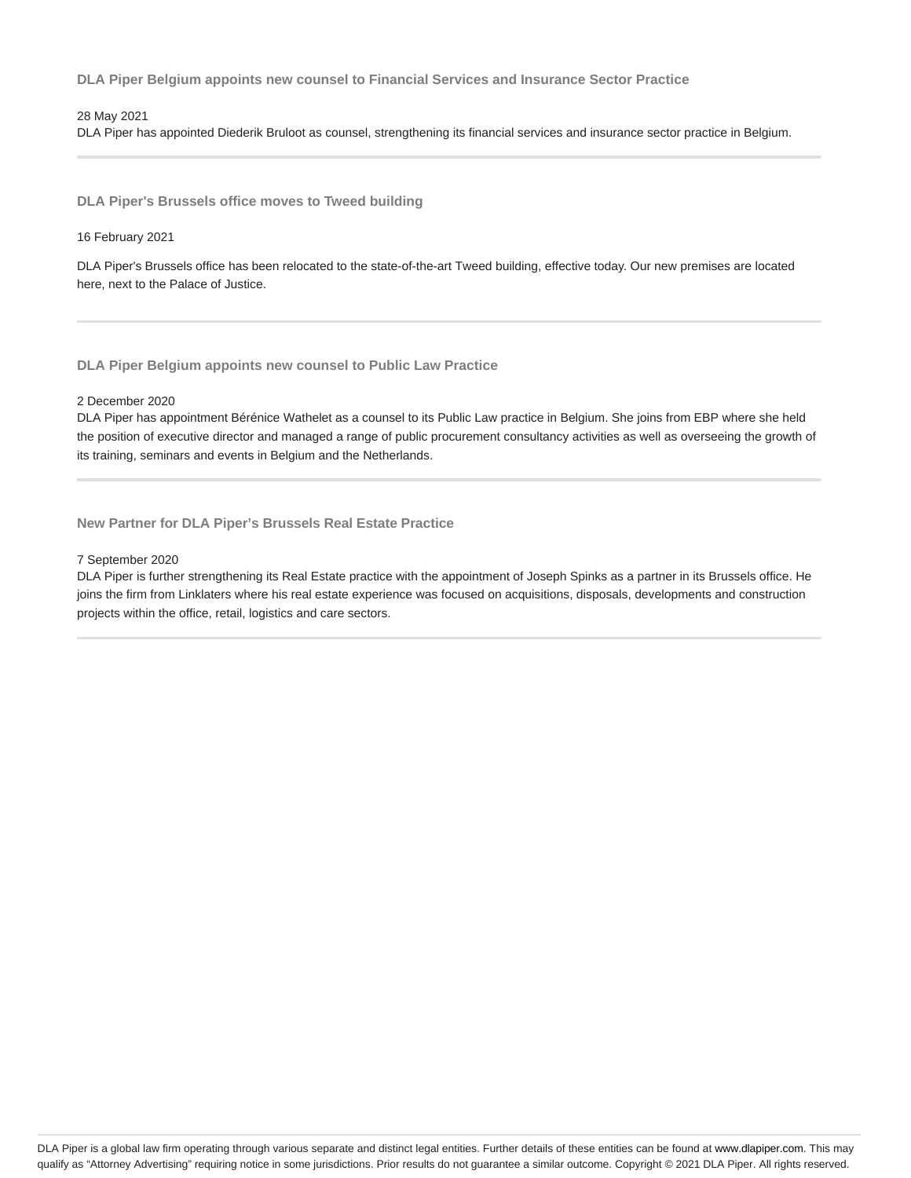### DLA Piper Belgium appoints new counsel to Financial Services and Insurance Sector Practice

28 May 2021

DLA Piper has appointed Diederik Bruloot as counsel, strengthening its financial services and insurance sector practice in Belgium.

---

### DLA Piper's Brussels office moves to Tweed building

16 February 2021

DLA Piper's Brussels office has been relocated to the state-of-the-art Tweed building, effective today. Our new premises are located here, next to the Palace of Justice.

---

### DLA Piper Belgium appoints new counsel to Public Law Practice

2 December 2020

DLA Piper has appointment Bérénice Wathelet as a counsel to its Public Law practice in Belgium. She joins from EBP where she held the position of executive director and managed a range of public procurement consultancy activities as well as overseeing the growth of its training, seminars and events in Belgium and the Netherlands.

---

### New Partner for DLA Piper's Brussels Real Estate Practice

7 September 2020

DLA Piper is further strengthening its Real Estate practice with the appointment of Joseph Spinks as a partner in its Brussels office. He joins the firm from Linklaters where his real estate experience was focused on acquisitions, disposals, developments and construction projects within the office, retail, logistics and care sectors.

---

DLA Piper is a global law firm operating through various separate and distinct legal entities. Further details of these entities can be found at www.dlapiper.com. This may qualify as "Attorney Advertising" requiring notice in some jurisdictions. Prior results do not guarantee a similar outcome. Copyright © 2021 DLA Piper. All rights reserved.